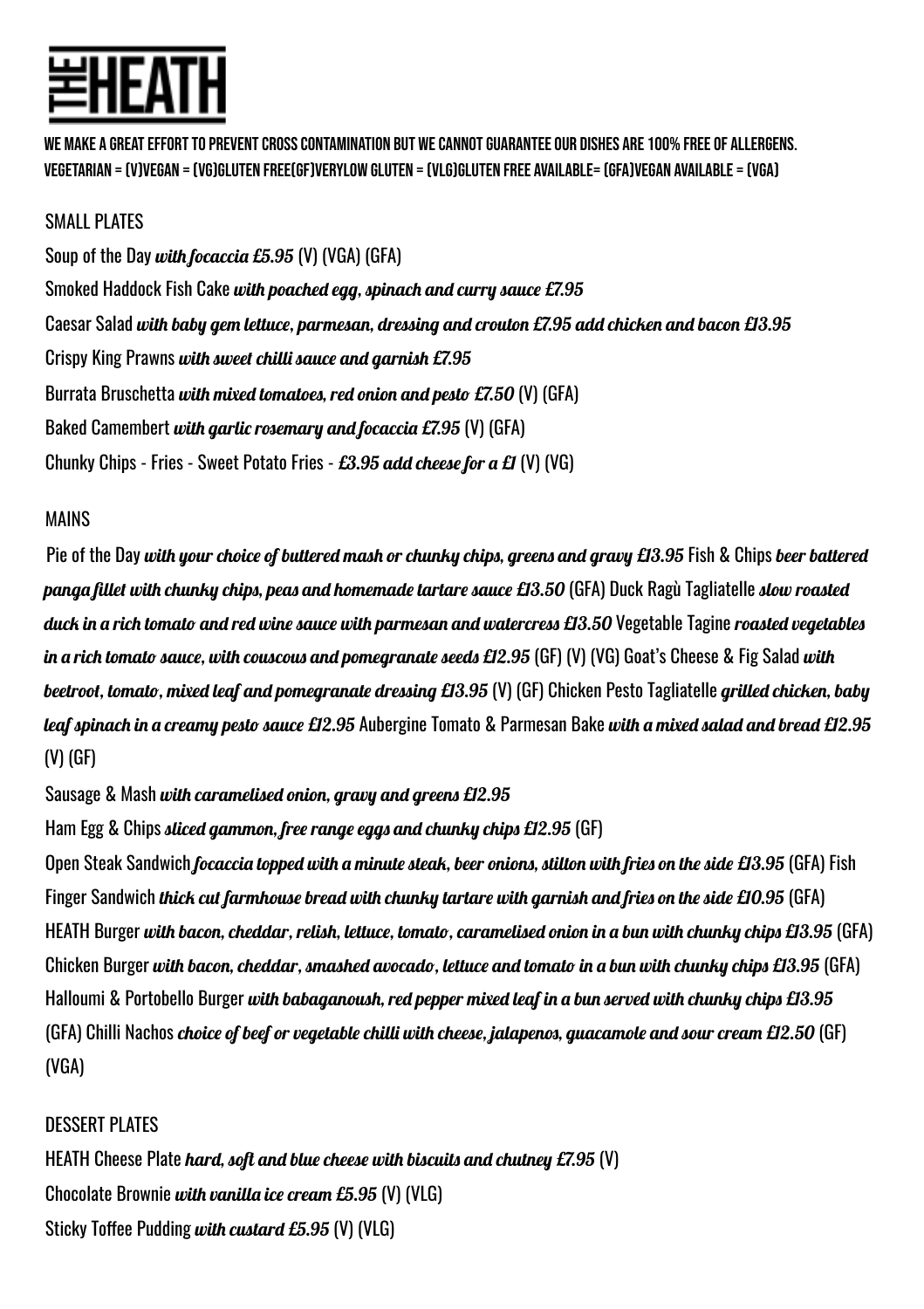# THE HEATH

**WE MAKE A GREAT EFFORT TO PREVENT CROSS CONTAMINATION BUT WE CANNOT GUARANTEE OUR DISHES ARE 100% FREE OF ALLERGENS. VEGETARIAN = (V)VEGAN = (VG)GLUTEN FREE(GF)VERYLOW GLUTEN = (VLG)GLUTEN FREE AVAILABLE= (GFA)VEGAN AVAILABLE = (VGA)**

## SMALL PLATES

Soup of the Day *with focaccia £5.95* (V) (VGA) (GFA)

Smoked Haddock Fish Cake *with poached egg, spinach and curry sauce £7.95*

Caesar Salad *with baby gem lettuce, parmesan, dressing and crouton £7.95 add chicken and bacon £13.95*

Crispy King Prawns *with sweet chilli sauce and garnish £7.95*

Burrata Bruschetta *with mixed tomatoes, red onion and pesto £7.50* (V) (GFA)

Baked Camembert *with garlic rosemary and focaccia £7.95* (V) (GFA)

Chunky Chips - Fries - Sweet Potato Fries - *£3.95 add cheese for a £1* (V) (VG)

## MAINS

Pie of the Day *with your choice of buttered mash or chunky chips, greens and gravy £13.95*

Fish & Chips *beer battered panga fillet with chunky chips, peas and homemade tartare sauce £13.50* (GFA)

Duck Ragù Tagliatelle *slow roasted duck in a rich tomato and red wine sauce with parmesan and watercress £13.50*

Vegetable Tagine *roasted vegetables in a rich tomato sauce, with couscous and pomegranate seeds £12.95* (GF) (V) (VG)

Goat's Cheese & Fig Salad *with beetroot, tomato, mixed leaf and pomegranate dressing £13.95* (V) (GF)

Chicken Pesto Tagliatelle *grilled chicken, baby leaf spinach in a creamy pesto sauce £12.95*

Aubergine Tomato & Parmesan Bake *with a mixed salad and bread £12.95* (V) (GF)

Sausage & Mash *with caramelised onion, gravy and greens £12.95*

Ham Egg & Chips *sliced gammon, free range eggs and chunky chips £12.95* (GF)

Open Steak Sandwich *focaccia topped with a minute steak, beer onions, stilton with fries on the side £13.95* (GFA)

Fish Finger Sandwich *thick cut farmhouse bread with chunky tartare with garnish and fries on the side £10.95* (GFA)

HEATH Burger *with bacon, cheddar, relish, lettuce, tomato, caramelised onion in a bun with chunky chips £13.95* (GFA)

Chicken Burger *with bacon, cheddar, smashed avocado, lettuce and tomato in a bun with chunky chips £13.95* (GFA)

Halloumi & Portobello Burger *with babaganoush, red pepper mixed leaf in a bun served with chunky chips £13.95* (GFA)

Chilli Nachos *choice of beef or vegetable chilli with cheese, jalapenos, guacamole and sour cream £12.50* (GF) (VGA)

## DESSERT PLATES

HEATH Cheese Plate *hard, soft and blue cheese with biscuits and chutney £7.95* (V)

Chocolate Brownie *with vanilla ice cream £5.95* (V) (VLG)

Sticky Toffee Pudding *with custard £5.95* (V) (VLG)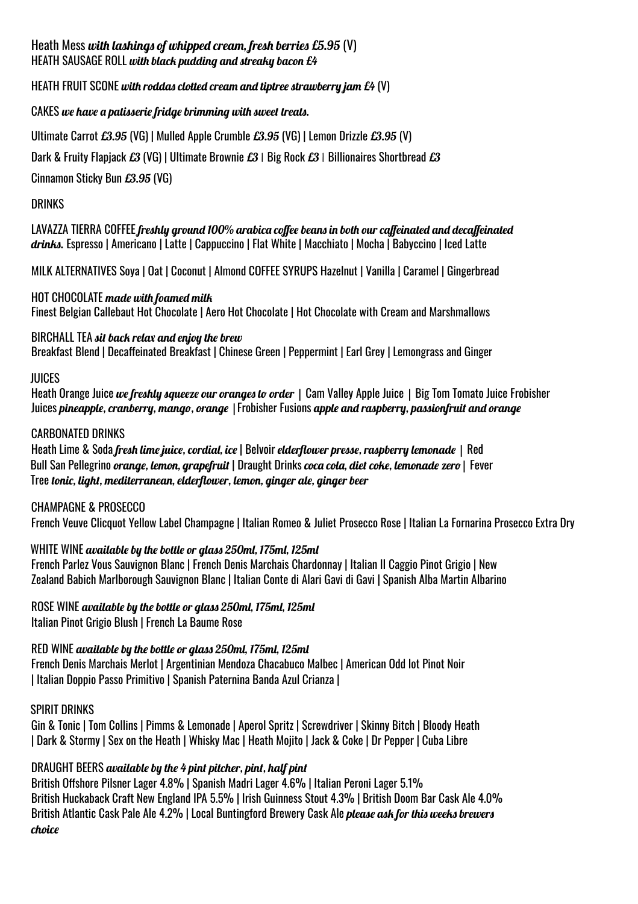Heath Mess *with lashings of whipped cream, fresh berries £5.95* (V)
HEATH SAUSAGE ROLL *with black pudding and streaky bacon £4*

HEATH FRUIT SCONE *with roddas clotted cream and tiptree strawberry jam £4* (V)

CAKES *we have a patisserie fridge brimming with sweet treats.*

Ultimate Carrot *£3.95* (VG) | Mulled Apple Crumble *£3.95* (VG) | Lemon Drizzle *£3.95* (V)

Dark & Fruity Flapjack *£3* (VG) | Ultimate Brownie *£3* | Big Rock *£3* | Billionaires Shortbread *£3*

Cinnamon Sticky Bun *£3.95* (VG)

DRINKS

LAVAZZA TIERRA COFFEE *freshly ground 100% arabica coffee beans in both our caffeinated and decaffeinated drinks.* Espresso | Americano | Latte | Cappuccino | Flat White | Macchiato | Mocha | Babyccino | Iced Latte

MILK ALTERNATIVES Soya | Oat | Coconut | Almond COFFEE SYRUPS Hazelnut | Vanilla | Caramel | Gingerbread

HOT CHOCOLATE *made with foamed milk*
Finest Belgian Callebaut Hot Chocolate | Aero Hot Chocolate | Hot Chocolate with Cream and Marshmallows

BIRCHALL TEA *sit back relax and enjoy the brew*
Breakfast Blend | Decaffeinated Breakfast | Chinese Green | Peppermint | Earl Grey | Lemongrass and Ginger

JUICES
Heath Orange Juice *we freshly squeeze our oranges to order* | Cam Valley Apple Juice | Big Tom Tomato Juice Frobisher Juices *pineapple, cranberry, mango, orange* | Frobisher Fusions *apple and raspberry, passionfruit and orange*

CARBONATED DRINKS
Heath Lime & Soda *fresh lime juice, cordial, ice* | Belvoir *elderflower presse, raspberry lemonade* | Red Bull San Pellegrino *orange, lemon, grapefruit* | Draught Drinks *coca cola, diet coke, lemonade zero* | Fever Tree *tonic, light, mediterranean, elderflower, lemon, ginger ale, ginger beer*

CHAMPAGNE & PROSECCO
French Veuve Clicquot Yellow Label Champagne | Italian Romeo & Juliet Prosecco Rose | Italian La Fornarina Prosecco Extra Dry

WHITE WINE *available by the bottle or glass 250ml, 175ml, 125ml*
French Parlez Vous Sauvignon Blanc | French Denis Marchais Chardonnay | Italian Il Caggio Pinot Grigio | New Zealand Babich Marlborough Sauvignon Blanc | Italian Conte di Alari Gavi di Gavi | Spanish Alba Martin Albarino

ROSE WINE *available by the bottle or glass 250ml, 175ml, 125ml*
Italian Pinot Grigio Blush | French La Baume Rose

RED WINE *available by the bottle or glass 250ml, 175ml, 125ml*
French Denis Marchais Merlot | Argentinian Mendoza Chacabuco Malbec | American Odd lot Pinot Noir | Italian Doppio Passo Primitivo | Spanish Paternina Banda Azul Crianza |

SPIRIT DRINKS
Gin & Tonic | Tom Collins | Pimms & Lemonade | Aperol Spritz | Screwdriver | Skinny Bitch | Bloody Heath | Dark & Stormy | Sex on the Heath | Whisky Mac | Heath Mojito | Jack & Coke | Dr Pepper | Cuba Libre

DRAUGHT BEERS *available by the 4 pint pitcher, pint, half pint*
British Offshore Pilsner Lager 4.8% | Spanish Madri Lager 4.6% | Italian Peroni Lager 5.1%
British Huckaback Craft New England IPA 5.5% | Irish Guinness Stout 4.3% | British Doom Bar Cask Ale 4.0%
British Atlantic Cask Pale Ale 4.2% | Local Buntingford Brewery Cask Ale *please ask for this weeks brewers choice*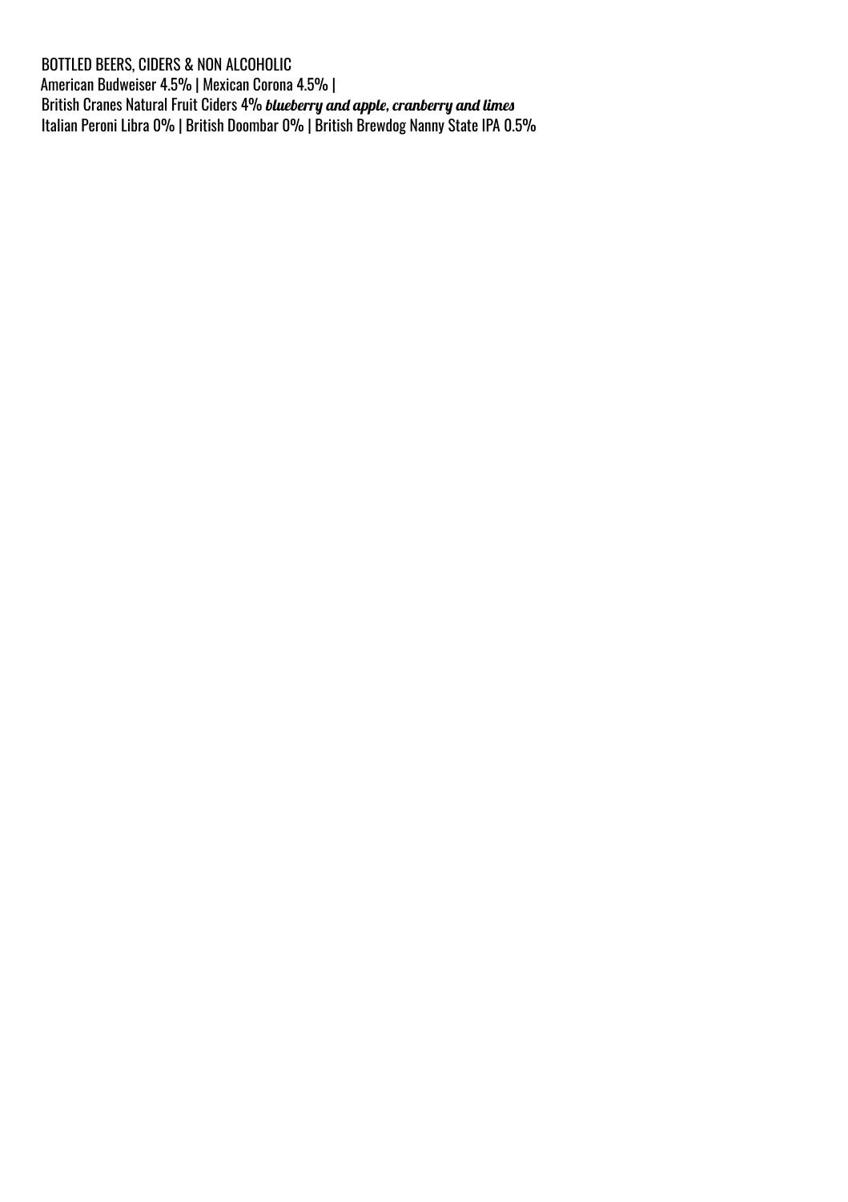BOTTLED BEERS, CIDERS & NON ALCOHOLIC

American Budweiser 4.5% | Mexican Corona 4.5% |

British Cranes Natural Fruit Ciders 4% *blueberry and apple, cranberry and limes*

Italian Peroni Libra 0% | British Doombar 0% | British Brewdog Nanny State IPA 0.5%